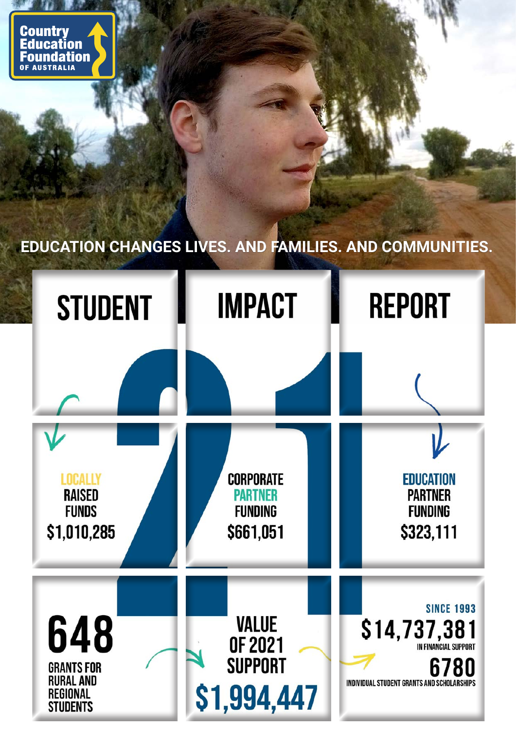Country Education Foundation OF AUSTRALIA

EDUCATION CHANGES LIVES. AND FAMILIES. AND COMMUNITIES.

# STUDENT IMPACT REPORT 21

LOCALLY RAISED FUNDS
$1,010,285

CORPORATE PARTNER FUNDING
$661,051

EDUCATION PARTNER FUNDING
$323,111

648
GRANTS FOR RURAL AND REGIONAL STUDENTS

VALUE OF 2021 SUPPORT
$1,994,447

SINCE 1993
$14,737,381
IN FINANCIAL SUPPORT

6780
INDIVIDUAL STUDENT GRANTS AND SCHOLARSHIPS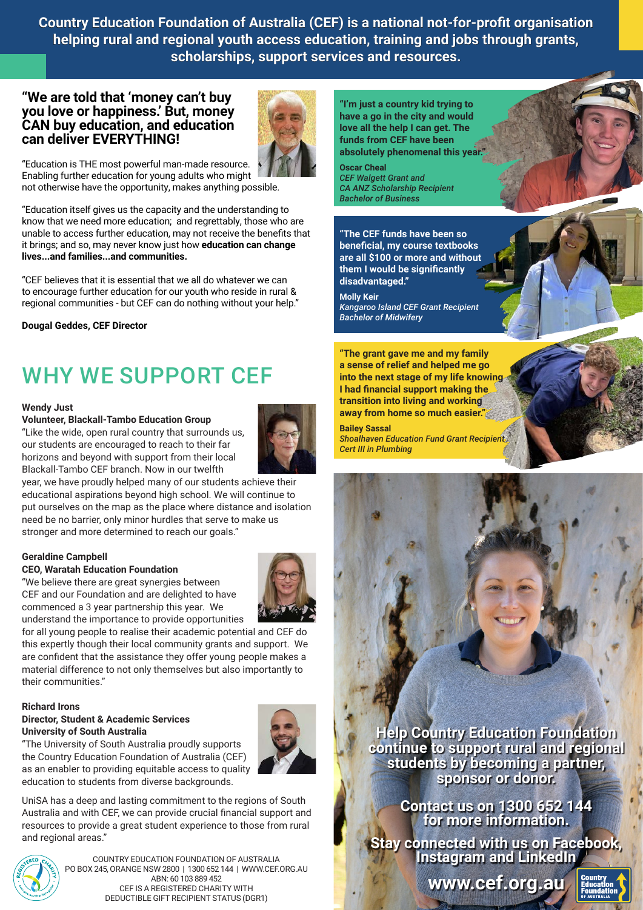**Country Education Foundation of Australia (CEF) is a national not-for-profit organisation helping rural and regional youth access education, training and jobs through grants, scholarships, support services and resources.**

### "We are told that 'money can't buy you love or happiness.' But, money CAN buy education, and education can deliver EVERYTHING!

"Education is THE most powerful man-made resource. Enabling further education for young adults who might not otherwise have the opportunity, makes anything possible.

"Education itself gives us the capacity and the understanding to know that we need more education; and regrettably, those who are unable to access further education, may not receive the benefits that it brings; and so, may never know just how **education can change lives...and families...and communities.**

"CEF believes that it is essential that we all do whatever we can to encourage further education for our youth who reside in rural & regional communities - but CEF can do nothing without your help."

**Dougal Geddes, CEF Director**

## WHY WE SUPPORT CEF

**Wendy Just**
**Volunteer, Blackall-Tambo Education Group**
"Like the wide, open rural country that surrounds us, our students are encouraged to reach to their far horizons and beyond with support from their local Blackall-Tambo CEF branch. Now in our twelfth year, we have proudly helped many of our students achieve their educational aspirations beyond high school. We will continue to put ourselves on the map as the place where distance and isolation need be no barrier, only minor hurdles that serve to make us stronger and more determined to reach our goals."

**Geraldine Campbell**
**CEO, Waratah Education Foundation**
"We believe there are great synergies between CEF and our Foundation and are delighted to have commenced a 3 year partnership this year. We understand the importance to provide opportunities for all young people to realise their academic potential and CEF do this expertly though their local community grants and support. We are confident that the assistance they offer young people makes a material difference to not only themselves but also importantly to their communities."

**Richard Irons**
**Director, Student & Academic Services**
**University of South Australia**
"The University of South Australia proudly supports the Country Education Foundation of Australia (CEF) as an enabler to providing equitable access to quality education to students from diverse backgrounds.

UniSA has a deep and lasting commitment to the regions of South Australia and with CEF, we can provide crucial financial support and resources to provide a great student experience to those from rural and regional areas."

**"I'm just a country kid trying to have a go in the city and would love all the help I can get. The funds from CEF have been absolutely phenomenal this year."**

**Oscar Cheal**
*CEF Walgett Grant and*
*CA ANZ Scholarship Recipient*
*Bachelor of Business*

**"The CEF funds have been so beneficial, my course textbooks are all $100 or more and without them I would be significantly disadvantaged."**

**Molly Keir**
*Kangaroo Island CEF Grant Recipient*
*Bachelor of Midwifery*

**"The grant gave me and my family a sense of relief and helped me go into the next stage of my life knowing I had financial support making the transition into living and working away from home so much easier."**

**Bailey Sassal**
*Shoalhaven Education Fund Grant Recipient*
*Cert III in Plumbing*

**Help Country Education Foundation continue to support rural and regional students by becoming a partner, sponsor or donor.**

**Contact us on 1300 652 144 for more information.**

**Stay connected with us on Facebook, Instagram and LinkedIn**

**www.cef.org.au**

COUNTRY EDUCATION FOUNDATION OF AUSTRALIA
PO BOX 245, ORANGE NSW 2800 | 1300 652 144 | WWW.CEF.ORG.AU
ABN: 60 103 889 452
CEF IS A REGISTERED CHARITY WITH
DEDUCTIBLE GIFT RECIPIENT STATUS (DGR1)